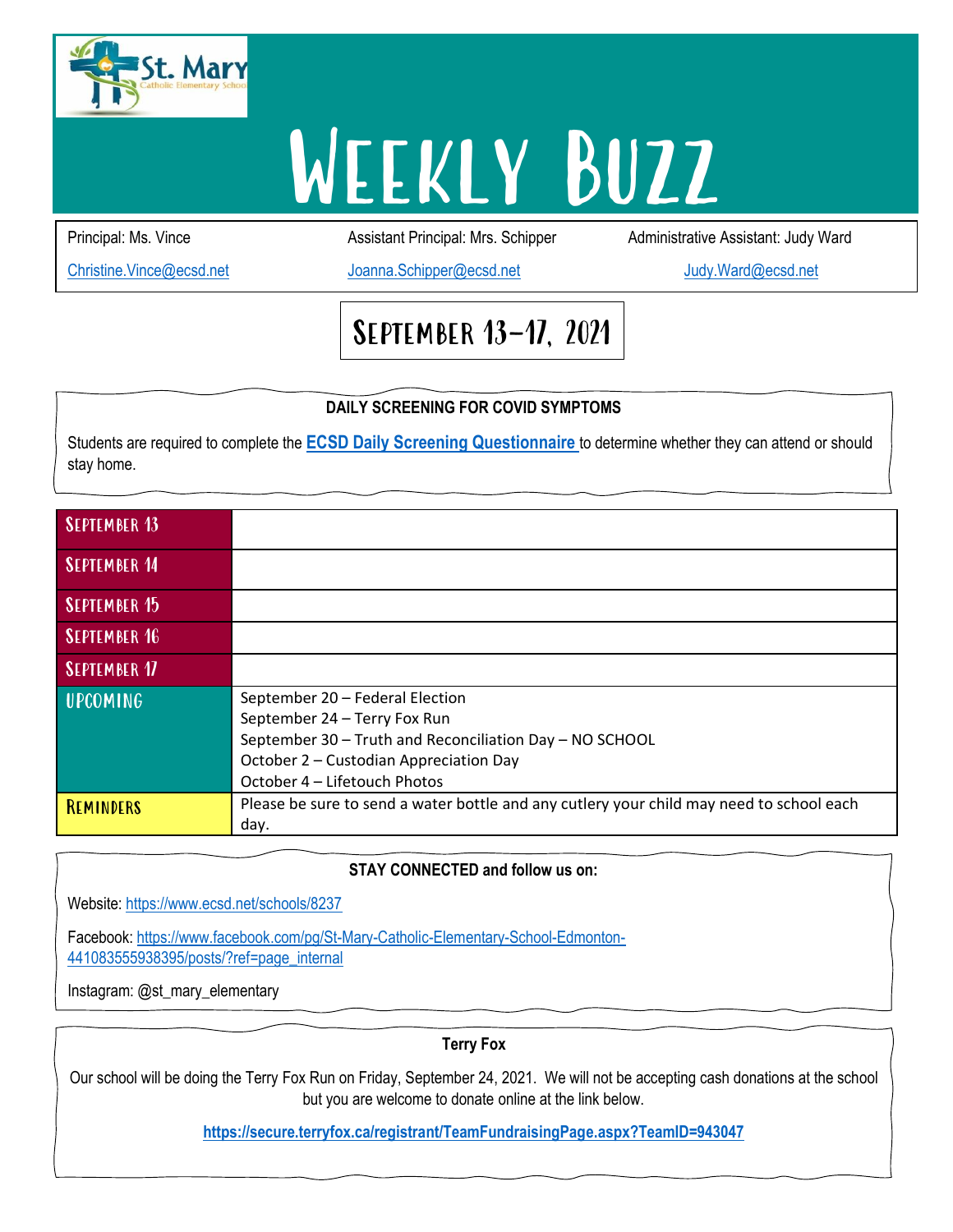# Weekly Buzz

| Principal: Ms. Vince | Assistant Principal: Mrs. Schipper | Administrative Assistant: Judy Ward |
|---|---|---|
| Christine.Vince@ecsd.net | Joanna.Schipper@ecsd.net | Judy.Ward@ecsd.net |

## September 13-17, 2021

**DAILY SCREENING FOR COVID SYMPTOMS**

Students are required to complete the **ECSD Daily Screening Questionnaire** to determine whether they can attend or should stay home.

| September 13 | |
|---|---|
| September 14 | |
| September 15 | |
| September 16 | |
| September 17 | |
| Upcoming | September 20 – Federal Election<br>September 24 – Terry Fox Run<br>September 30 – Truth and Reconciliation Day – NO SCHOOL<br>October 2 – Custodian Appreciation Day<br>October 4 – Lifetouch Photos |
| Reminders | Please be sure to send a water bottle and any cutlery your child may need to school each day. |

**STAY CONNECTED and follow us on:**

Website: https://www.ecsd.net/schools/8237

Facebook: https://www.facebook.com/pg/St-Mary-Catholic-Elementary-School-Edmonton-441083555938395/posts/?ref=page_internal

Instagram: @st_mary_elementary

**Terry Fox**

Our school will be doing the Terry Fox Run on Friday, September 24, 2021. We will not be accepting cash donations at the school but you are welcome to donate online at the link below.

**https://secure.terryfox.ca/registrant/TeamFundraisingPage.aspx?TeamID=943047**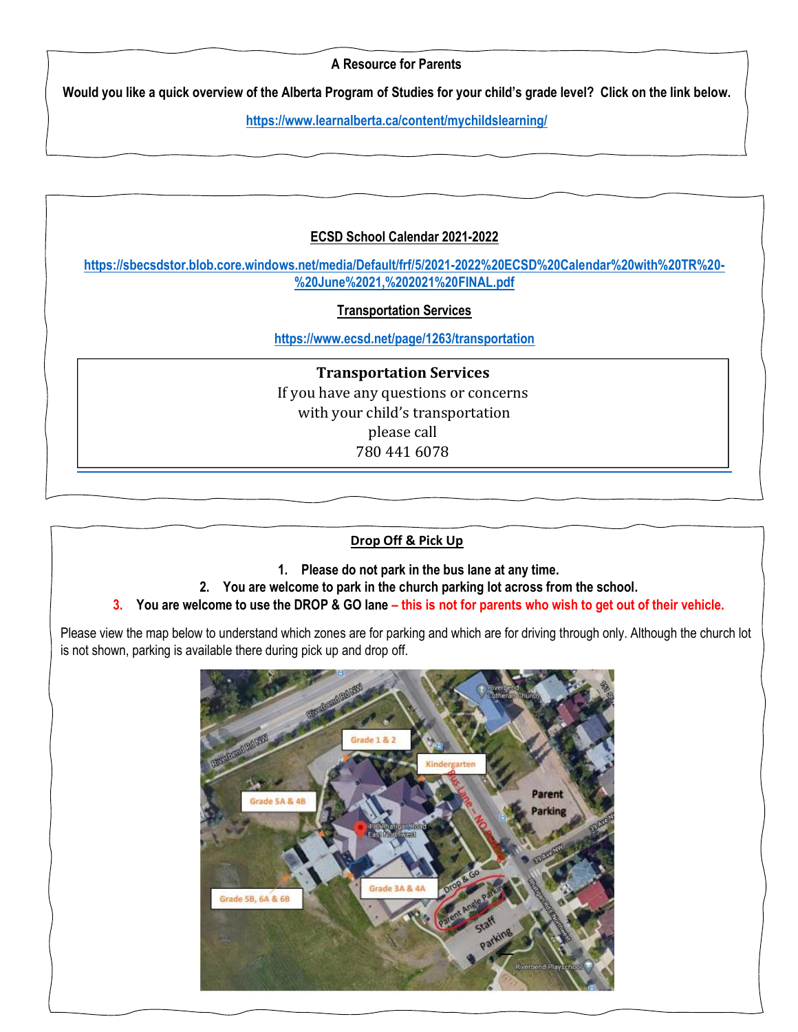**A Resource for Parents**

**Would you like a quick overview of the Alberta Program of Studies for your child's grade level? Click on the link below.**

https://www.learnalberta.ca/content/mychildslearning/

**ECSD School Calendar 2021-2022**

https://sbecsdstor.blob.core.windows.net/media/Default/frf/5/2021-2022%20ECSD%20Calendar%20with%20TR%20-%20June%2021,%202021%20FINAL.pdf

**Transportation Services**

https://www.ecsd.net/page/1263/transportation

**Transportation Services**
If you have any questions or concerns with your child's transportation please call
780 441 6078

**Drop Off & Pick Up**

1. **Please do not park in the bus lane at any time.**
2. **You are welcome to park in the church parking lot across from the school.**
3. **You are welcome to use the DROP & GO lane – this is not for parents who wish to get out of their vehicle.**

Please view the map below to understand which zones are for parking and which are for driving through only. Although the church lot is not shown, parking is available there during pick up and drop off.

Riverbend Rd NW
Riverbend Lutheran Church
Grade 1 & 2
Kindergarten
Grade 5A & 4B
Bus Lane – NO Parking
Parent Parking
490 Rhatigan Road East Northwest
39 Ave NW
Grade 5B, 6A & 6B
Grade 3A & 4A
Drop & Go
Parent Angle Parking
Staff Parking
Rhatigan Rd E Northwest
Riverbend Playschool